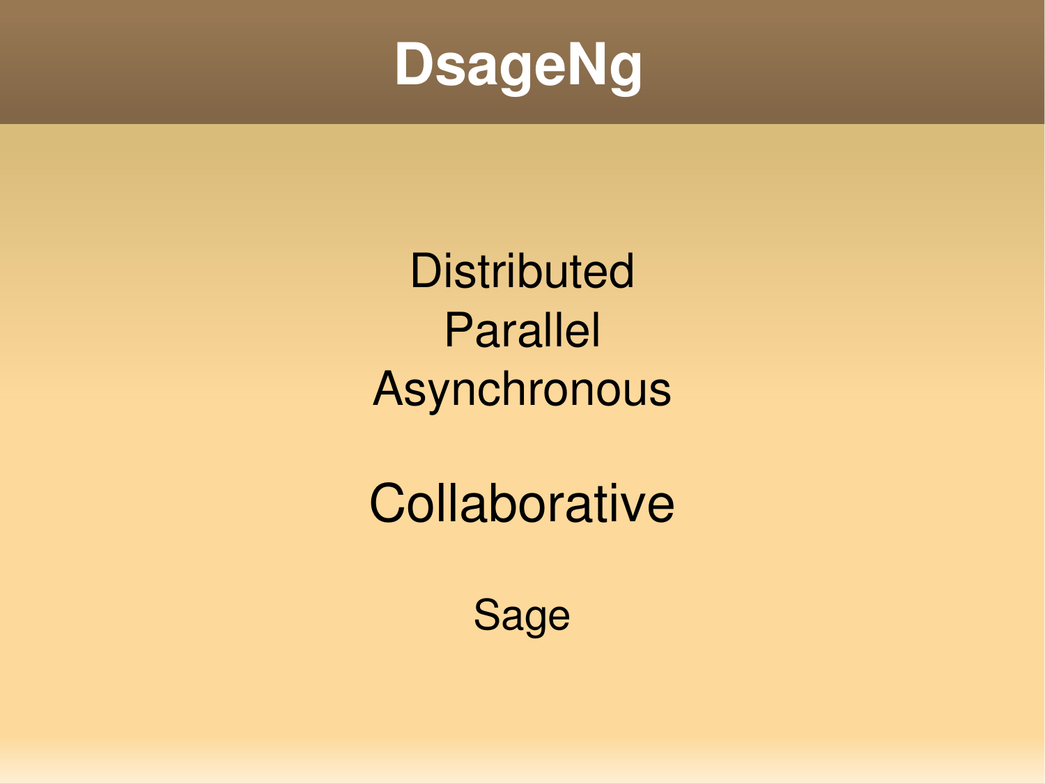# DsageNg

Distributed
Parallel
Asynchronous

Collaborative

Sage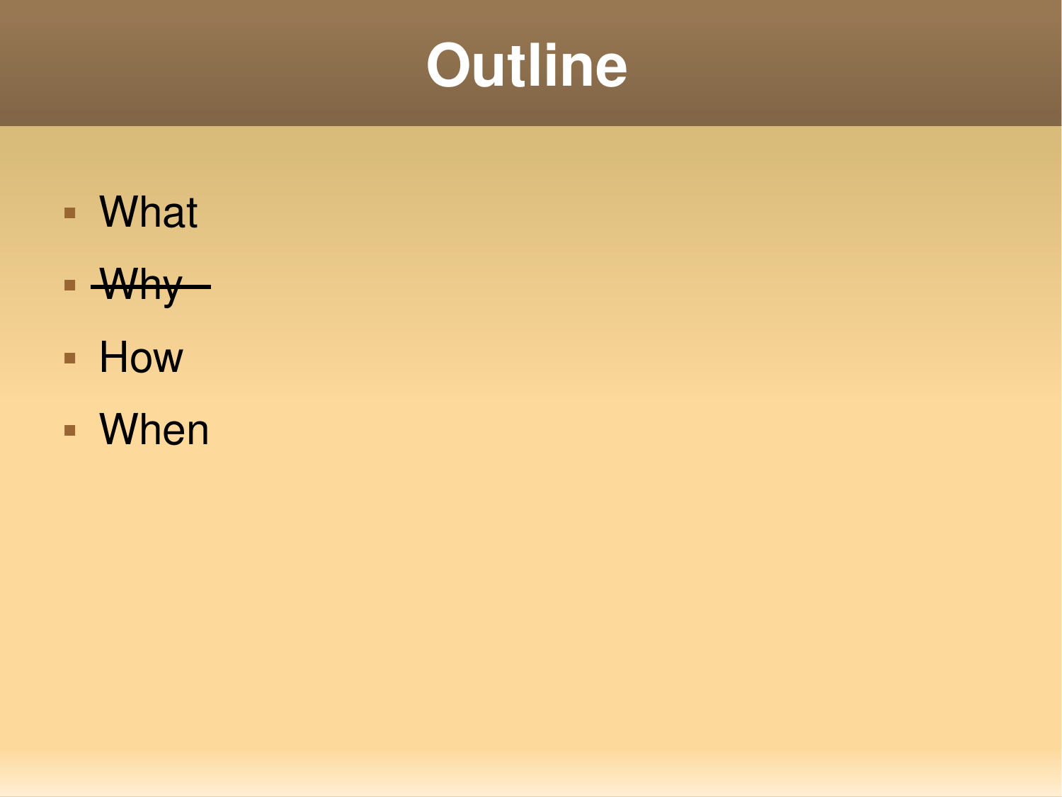# Outline

- What
- ~~Why~~
- How
- When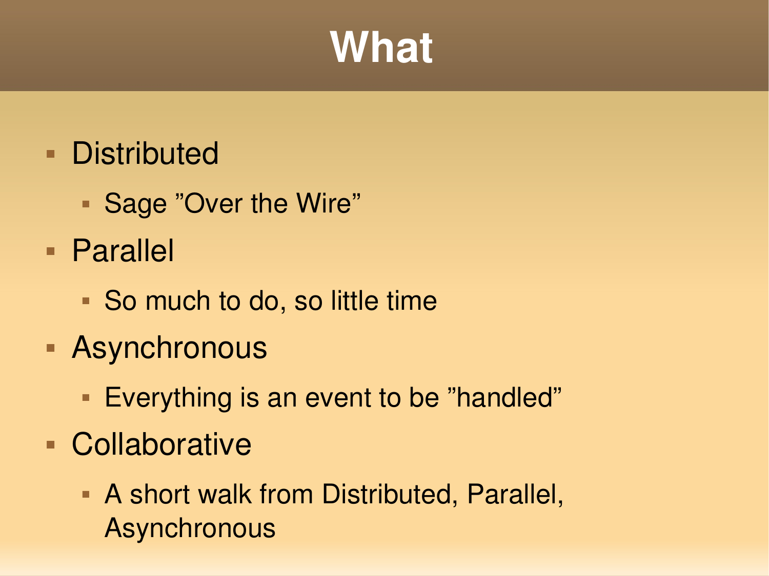# What

- Distributed
  - Sage ”Over the Wire”
- Parallel
  - So much to do, so little time
- Asynchronous
  - Everything is an event to be ”handled”
- Collaborative
  - A short walk from Distributed, Parallel, Asynchronous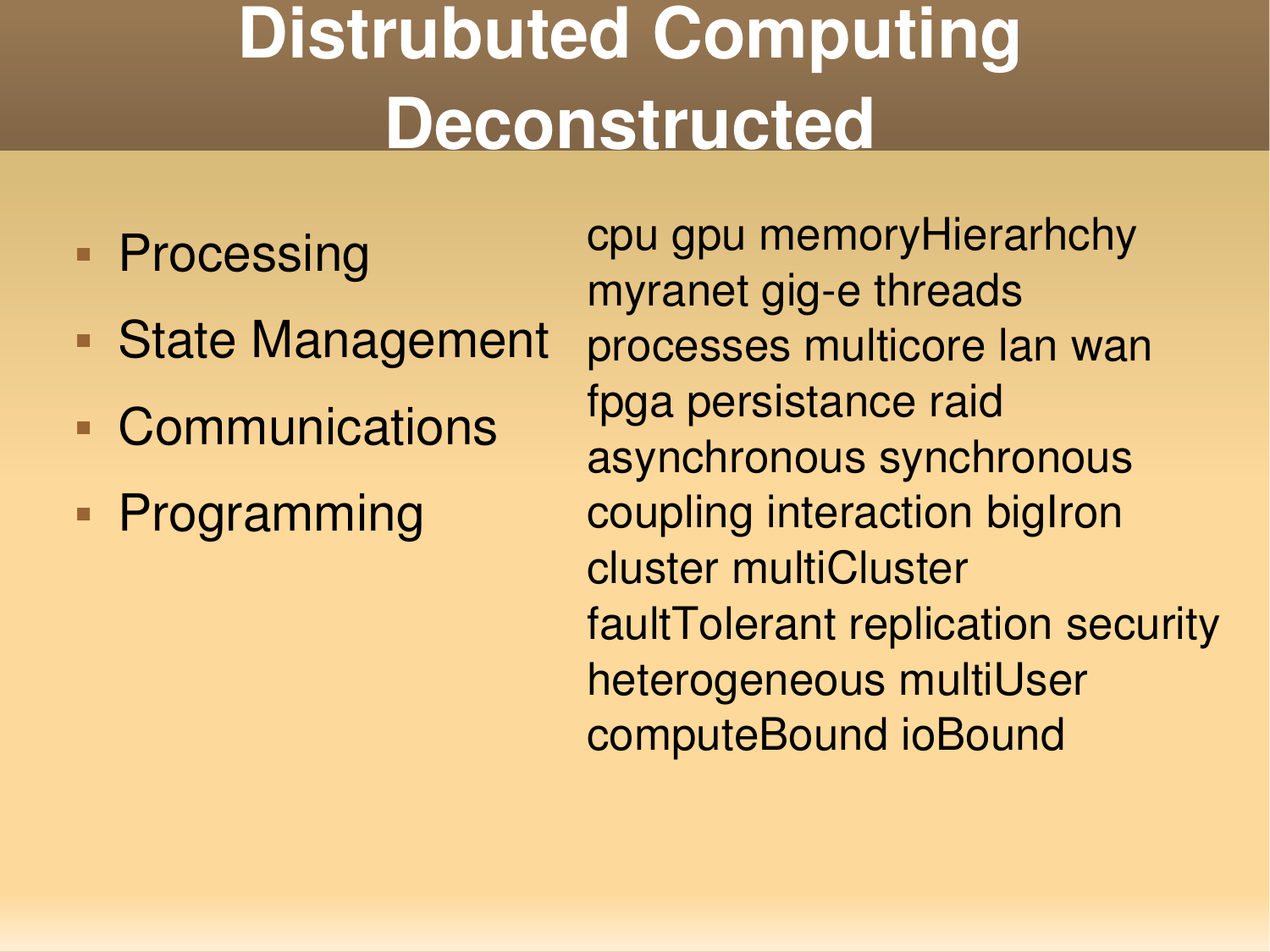# Distrubuted Computing Deconstructed

- Processing
- State Management
- Communications
- Programming

cpu gpu memoryHierarhchy
myranet gig-e threads
processes multicore lan wan
fpga persistance raid
asynchronous synchronous
coupling interaction bigIron
cluster multiCluster
faultTolerant replication security
heterogeneous multiUser
computeBound ioBound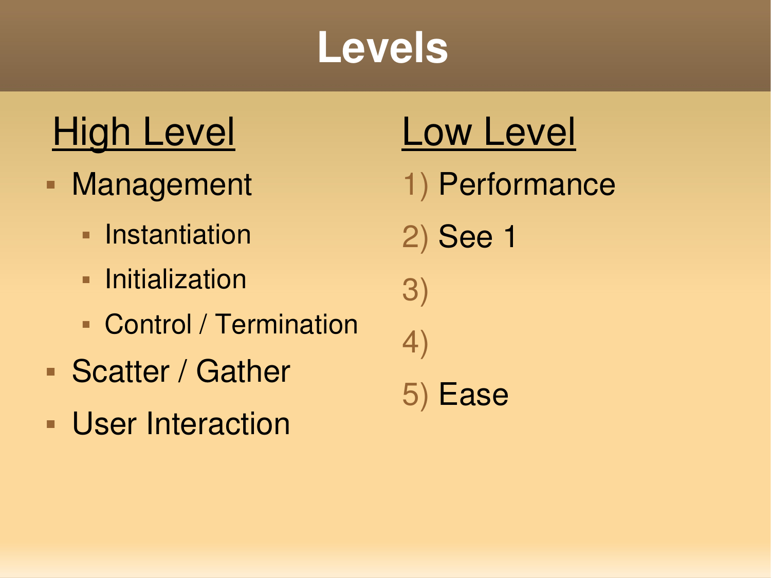# Levels

## High Level

- Management
  - Instantiation
  - Initialization
  - Control / Termination
- Scatter / Gather
- User Interaction

## Low Level

1) Performance
2) See 1
3)
4)
5) Ease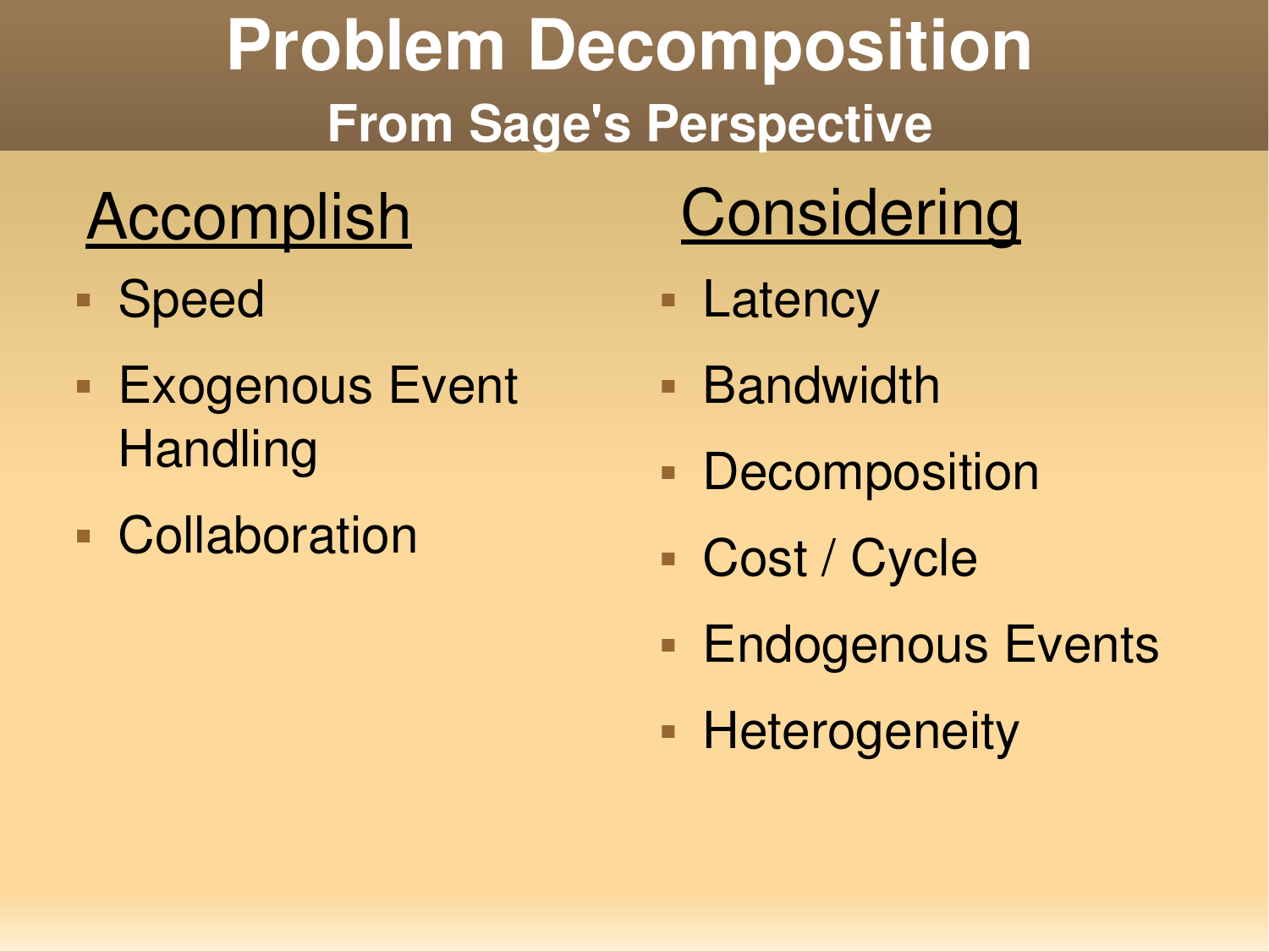# Problem Decomposition

## From Sage's Perspective

### Accomplish

- Speed
- Exogenous Event Handling
- Collaboration

### Considering

- Latency
- Bandwidth
- Decomposition
- Cost / Cycle
- Endogenous Events
- Heterogeneity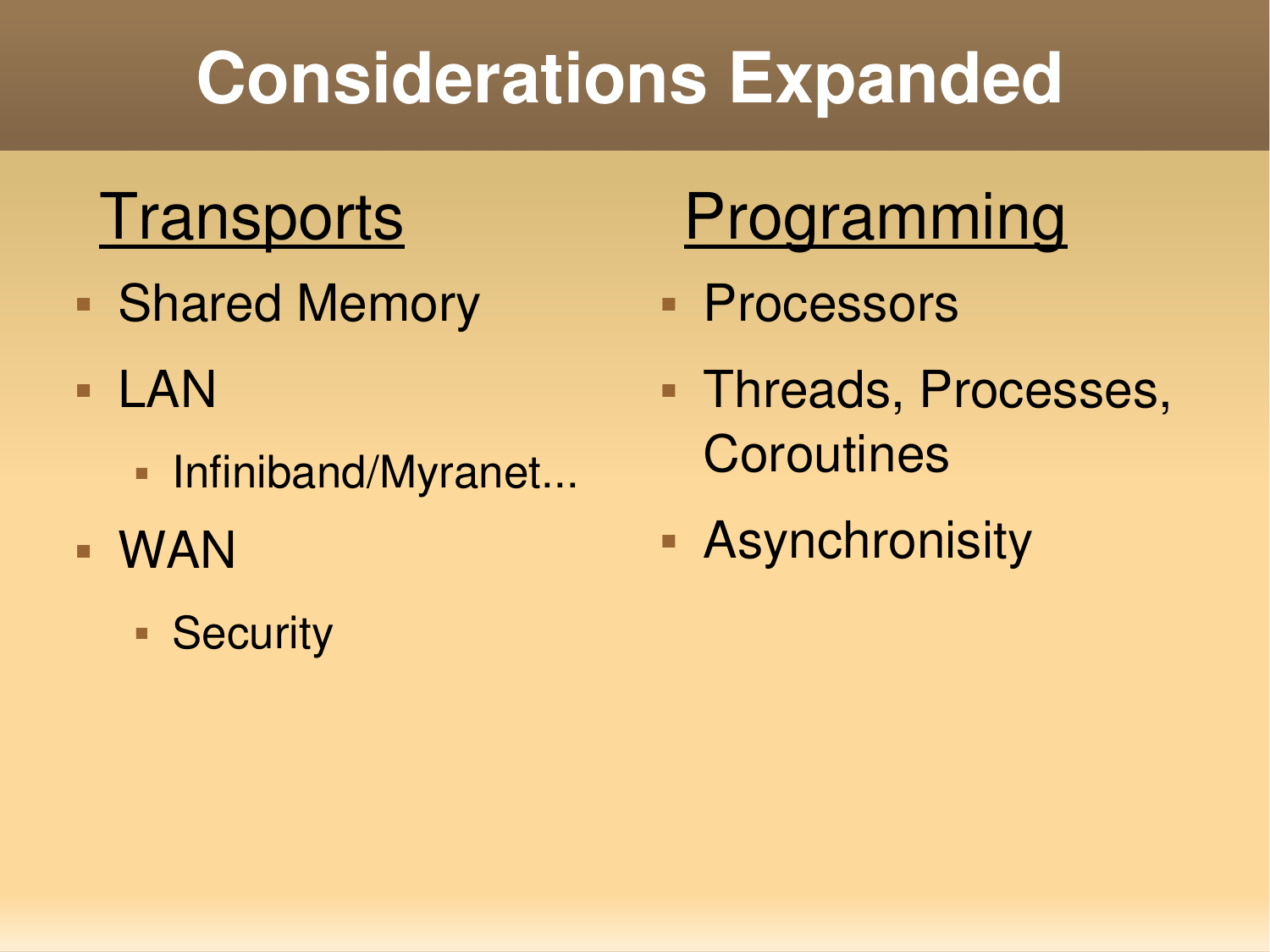# Considerations Expanded

## Transports

- Shared Memory
- LAN
  - Infiniband/Myranet...
- WAN
  - Security

## Programming

- Processors
- Threads, Processes, Coroutines
- Asynchronisity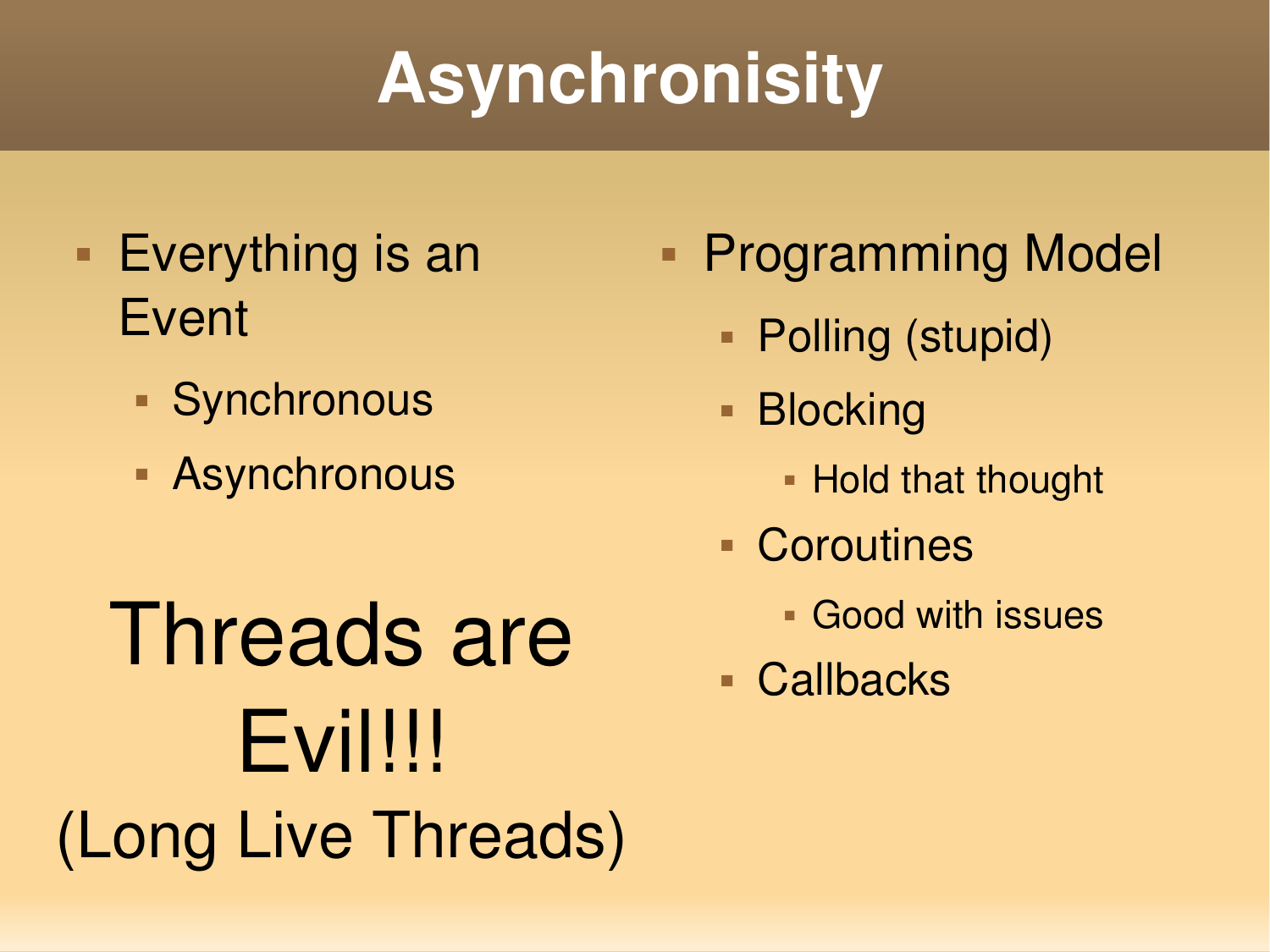# Asynchronisity

- Everything is an Event
  - Synchronous
  - Asynchronous

Threads are Evil!!!
(Long Live Threads)

- Programming Model
  - Polling (stupid)
  - Blocking
    - Hold that thought
  - Coroutines
    - Good with issues
  - Callbacks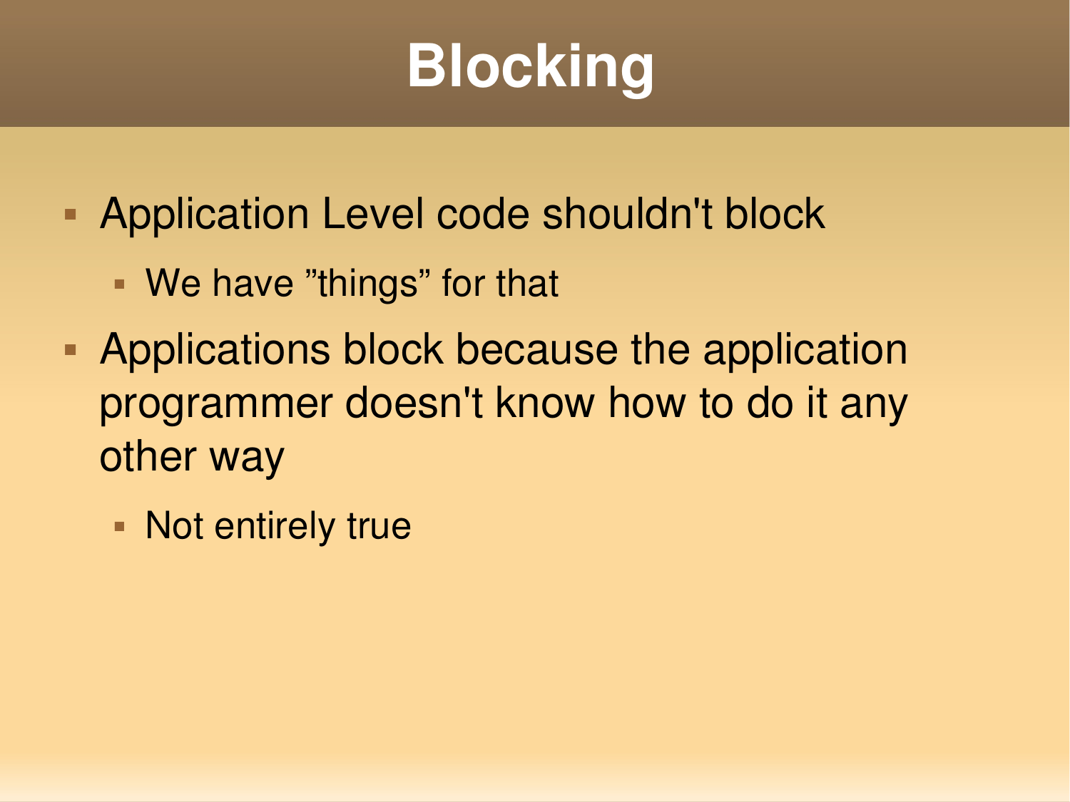# Blocking

- Application Level code shouldn't block
  - We have ”things” for that
- Applications block because the application programmer doesn't know how to do it any other way
  - Not entirely true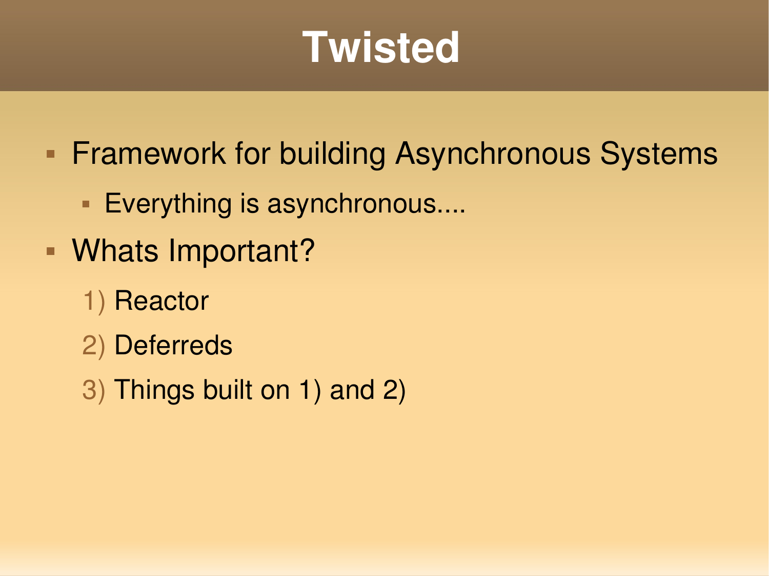# Twisted

- Framework for building Asynchronous Systems
  - Everything is asynchronous....
- Whats Important?
  1) Reactor
  2) Deferreds
  3) Things built on 1) and 2)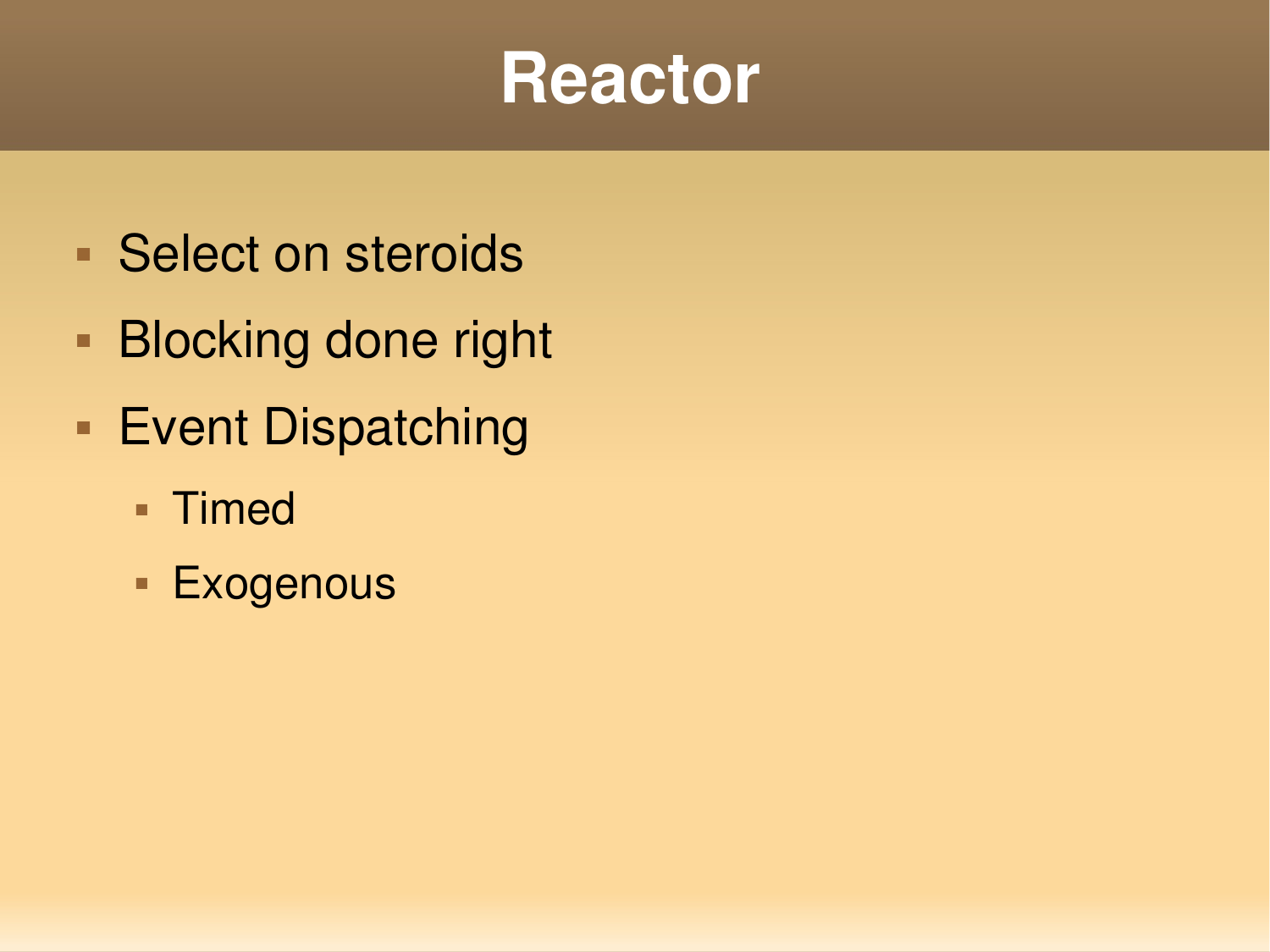# Reactor

- Select on steroids
- Blocking done right
- Event Dispatching
  - Timed
  - Exogenous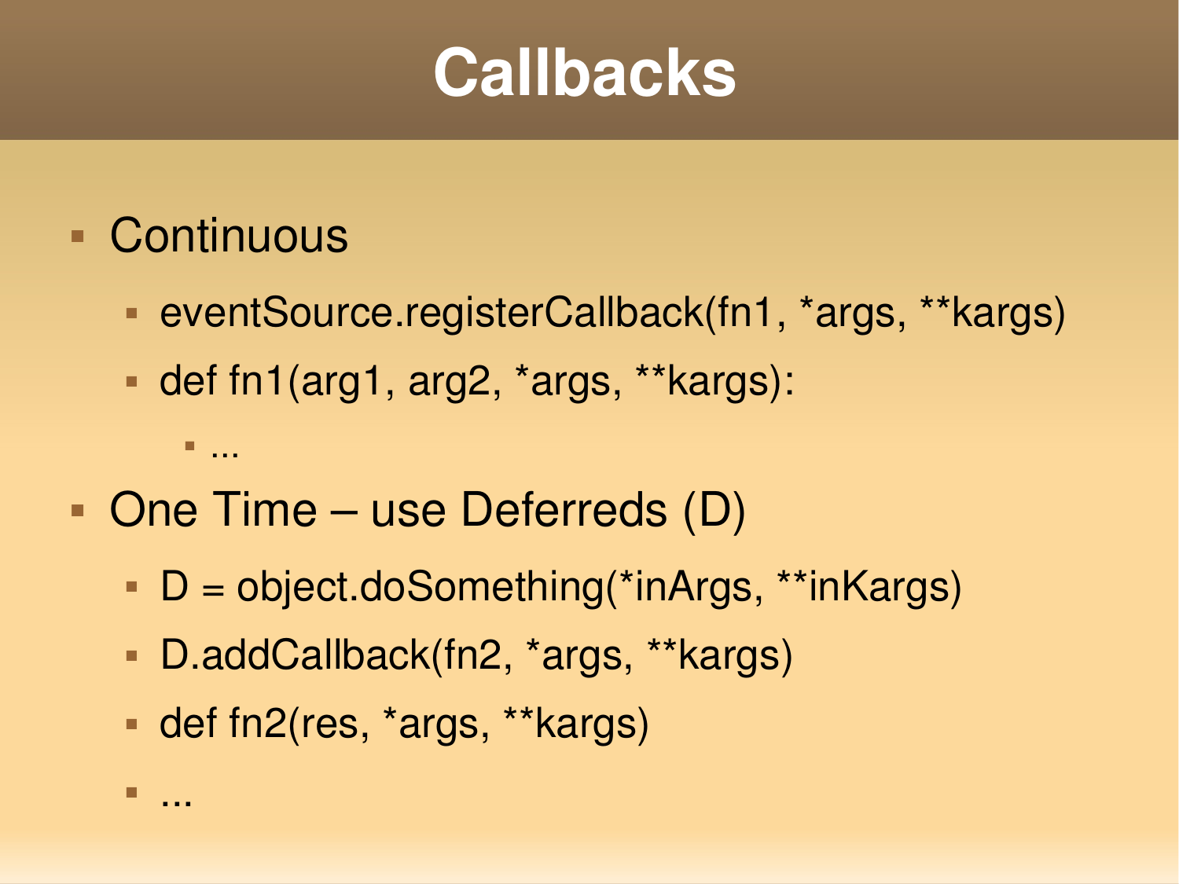# Callbacks

- Continuous
  - eventSource.registerCallback(fn1, *args, **kargs)
  - def fn1(arg1, arg2, *args, **kargs):
    - ...
- One Time – use Deferreds (D)
  - D = object.doSomething(*inArgs, **inKargs)
  - D.addCallback(fn2, *args, **kargs)
  - def fn2(res, *args, **kargs)
  - ...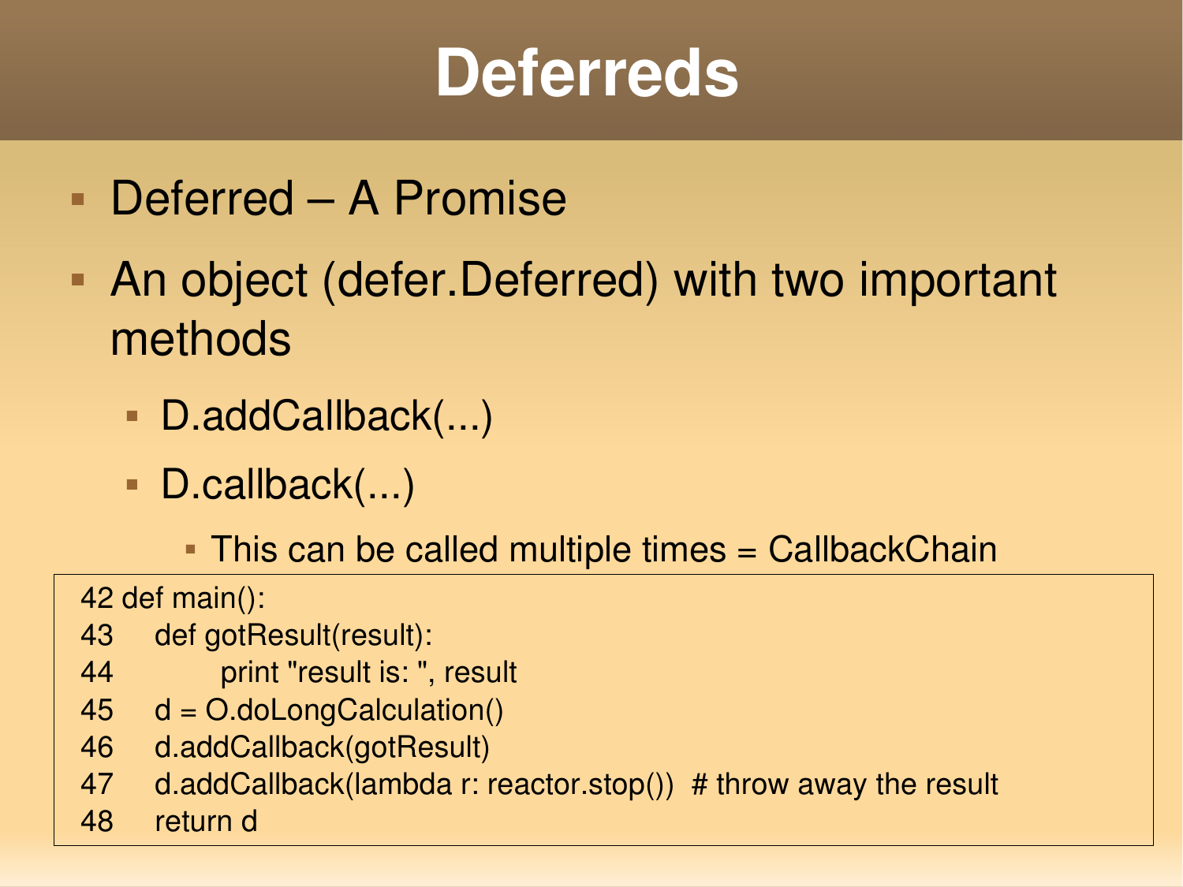# Deferreds

- Deferred – A Promise
- An object (defer.Deferred) with two important methods
  - D.addCallback(...)
  - D.callback(...)
    - This can be called multiple times = CallbackChain

```
42 def main():
43     def gotResult(result):
44         print "result is: ", result
45     d = O.doLongCalculation()
46     d.addCallback(gotResult)
47     d.addCallback(lambda r: reactor.stop())  # throw away the result
48     return d
```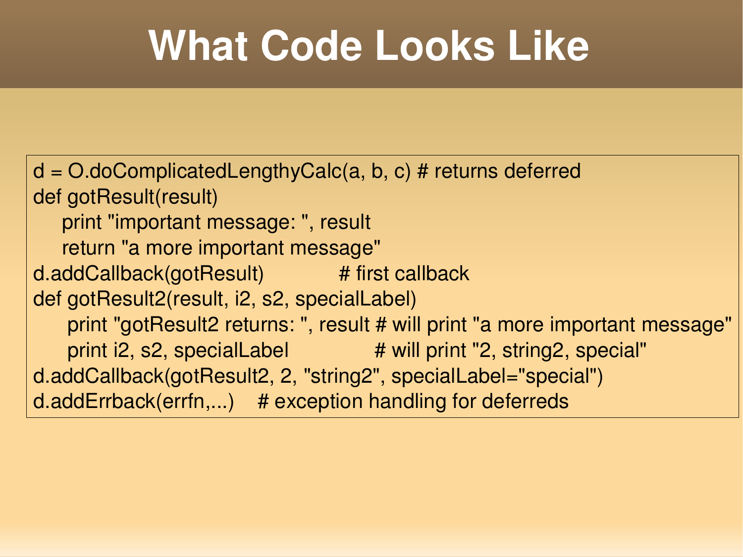# What Code Looks Like

```
d = O.doComplicatedLengthyCalc(a, b, c) # returns deferred
def gotResult(result)
    print "important message: ", result
    return "a more important message"
d.addCallback(gotResult)          # first callback
def gotResult2(result, i2, s2, specialLabel)
    print "gotResult2 returns: ", result # will print "a more important message"
    print i2, s2, specialLabel            # will print "2, string2, special"
d.addCallback(gotResult2, 2, "string2", specialLabel="special")
d.addErrback(errfn,...)    # exception handling for deferreds
```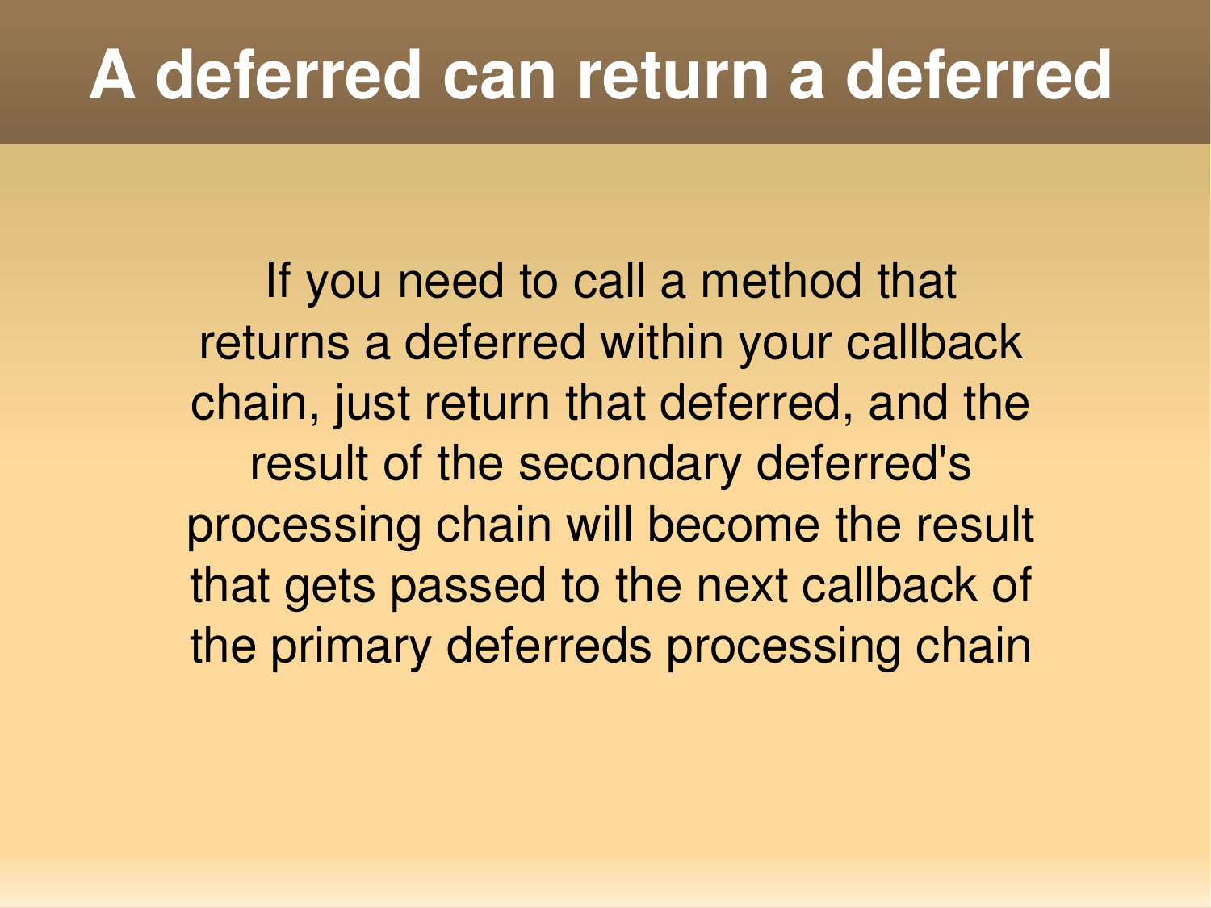# A deferred can return a deferred

If you need to call a method that returns a deferred within your callback chain, just return that deferred, and the result of the secondary deferred's processing chain will become the result that gets passed to the next callback of the primary deferreds processing chain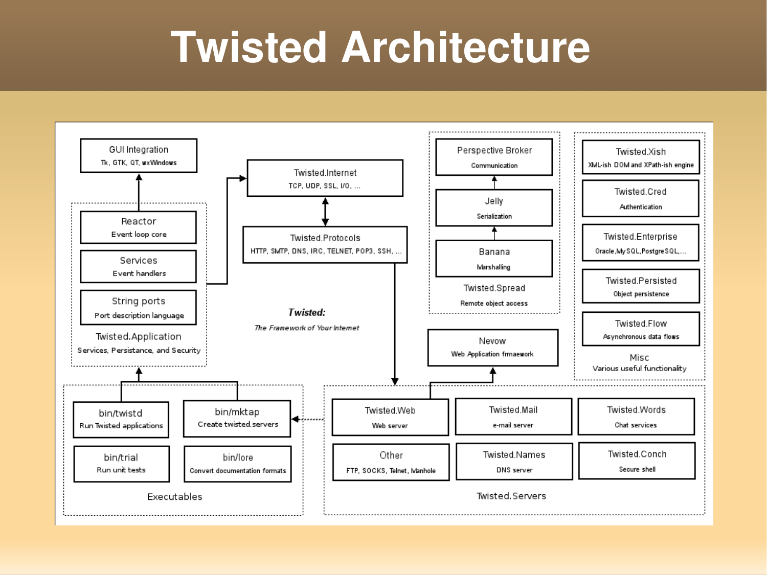# Twisted Architecture

GUI Integration
Tk, GTK, QT, wxWindows

Reactor
Event loop core

Services
Event handlers

String ports
Port description language

Twisted.Application
Services, Persistance, and Security

Twisted.Internet
TCP, UDP, SSL, I/O, ...

Twisted.Protocols
HTTP, SMTP, DNS, IRC, TELNET, POP3, SSH, ...

*Twisted:*
*The Framework of Your Internet*

Perspective Broker
Communication

Jelly
Serialization

Banana
Marshalling

Twisted.Spread
Remote object access

Twisted.Xish
XML-ish DOM and XPath-ish engine

Twisted.Cred
Authentication

Twisted.Enterprise
Oracle,MySQL,PostgreSQL,...

Twisted.Persisted
Object persistence

Twisted.Flow
Asynchronous data flows

Misc
Various useful functionality

Nevow
Web Application frmaework

bin/twistd
Run Twisted applications

bin/mktap
Create twisted.servers

bin/trial
Run unit tests

bin/lore
Convert documentation formats

Executables

Twisted.Web
Web server

Twisted.Mail
e-mail server

Twisted.Words
Chat services

Other
FTP, SOCKS, Telnet, Manhole

Twisted.Names
DNS server

Twisted.Conch
Secure shell

Twisted.Servers